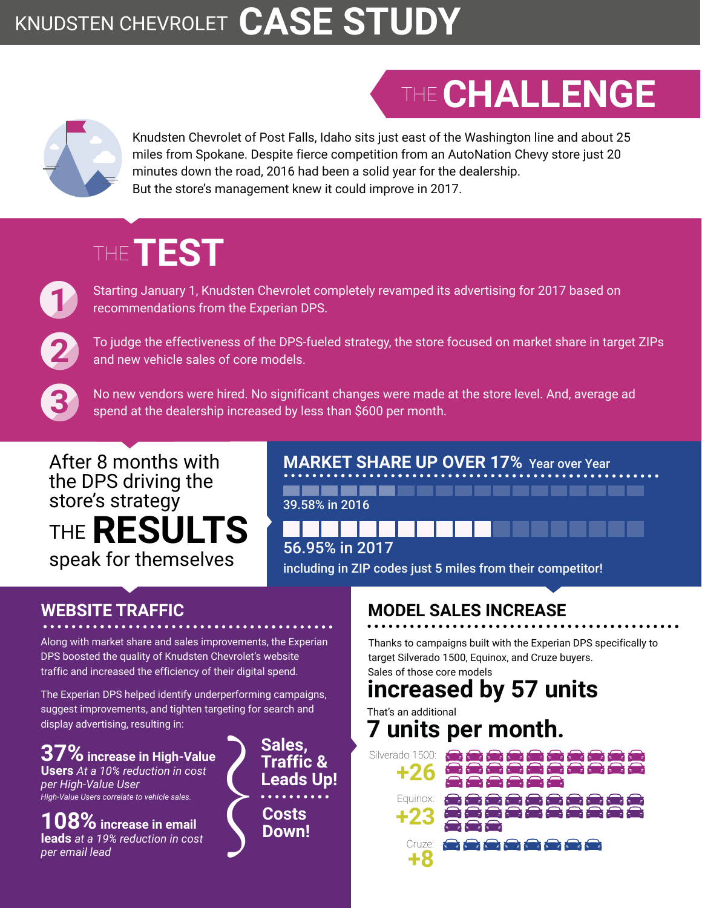# KNUDSTEN CHEVROLET CASE STUDY

## THE CHALLENGE

Knudsten Chevrolet of Post Falls, Idaho sits just east of the Washington line and about 25 miles from Spokane. Despite fierce competition from an AutoNation Chevy store just 20 minutes down the road, 2016 had been a solid year for the dealership.
But the store's management knew it could improve in 2017.

## THE TEST

1. Starting January 1, Knudsten Chevrolet completely revamped its advertising for 2017 based on recommendations from the Experian DPS.
2. To judge the effectiveness of the DPS-fueled strategy, the store focused on market share in target ZIPs and new vehicle sales of core models.
3. No new vendors were hired. No significant changes were made at the store level. And, average ad spend at the dealership increased by less than $600 per month.

After 8 months with the DPS driving the store's strategy

## THE RESULTS

speak for themselves

### MARKET SHARE UP OVER 17% Year over Year

39.58% in 2016

56.95% in 2017

including in ZIP codes just 5 miles from their competitor!

### WEBSITE TRAFFIC

Along with market share and sales improvements, the Experian DPS boosted the quality of Knudsten Chevrolet's website traffic and increased the efficiency of their digital spend.

The Experian DPS helped identify underperforming campaigns, suggest improvements, and tighten targeting for search and display advertising, resulting in:

**37% increase in High-Value Users** *At a 10% reduction in cost per High-Value User*

*High-Value Users correlate to vehicle sales.*

**108% increase in email leads** *at a 19% reduction in cost per email lead*

**Sales, Traffic & Leads Up!**

**Costs Down!**

### MODEL SALES INCREASE

Thanks to campaigns built with the Experian DPS specifically to target Silverado 1500, Equinox, and Cruze buyers.

Sales of those core models

**increased by 57 units**

That's an additional

**7 units per month.**

Silverado 1500: **+26**

Equinox: **+23**

Cruze: **+8**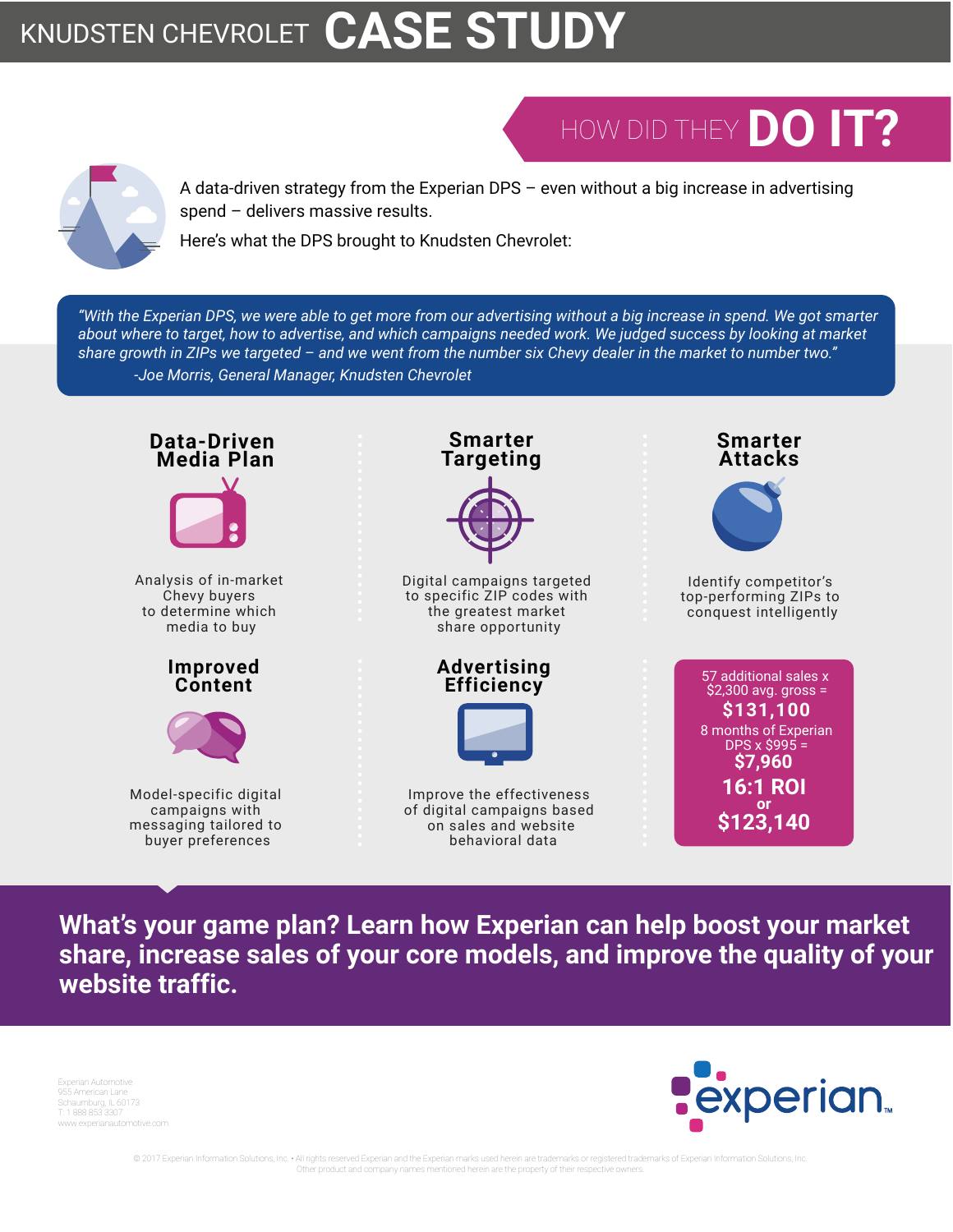# KNUDSTEN CHEVROLET CASE STUDY

## HOW DID THEY DO IT?

A data-driven strategy from the Experian DPS – even without a big increase in advertising spend – delivers massive results.

Here's what the DPS brought to Knudsten Chevrolet:

> *"With the Experian DPS, we were able to get more from our advertising without a big increase in spend. We got smarter about where to target, how to advertise, and which campaigns needed work. We judged success by looking at market share growth in ZIPs we targeted – and we went from the number six Chevy dealer in the market to number two."*
>
> *-Joe Morris, General Manager, Knudsten Chevrolet*

### Data-Driven Media Plan

Analysis of in-market Chevy buyers to determine which media to buy

### Smarter Targeting

Digital campaigns targeted to specific ZIP codes with the greatest market share opportunity

### Smarter Attacks

Identify competitor's top-performing ZIPs to conquest intelligently

### Improved Content

Model-specific digital campaigns with messaging tailored to buyer preferences

### Advertising Efficiency

Improve the effectiveness of digital campaigns based on sales and website behavioral data

57 additional sales x $2,300 avg. gross =
**$131,100**

8 months of Experian DPS x $995 =
**$7,960**

**16:1 ROI**
or
**$123,140**

**What's your game plan? Learn how Experian can help boost your market share, increase sales of your core models, and improve the quality of your website traffic.**

Experian Automotive
955 American Lane
Schaumburg, IL 60173
T: 1 888 853 3307
www.experianautomotive.com

experian™

© 2017 Experian Information Solutions, Inc. • All rights reserved Experian and the Experian marks used herein are trademarks or registered trademarks of Experian Information Solutions, Inc. Other product and company names mentioned herein are the property of their respective owners.